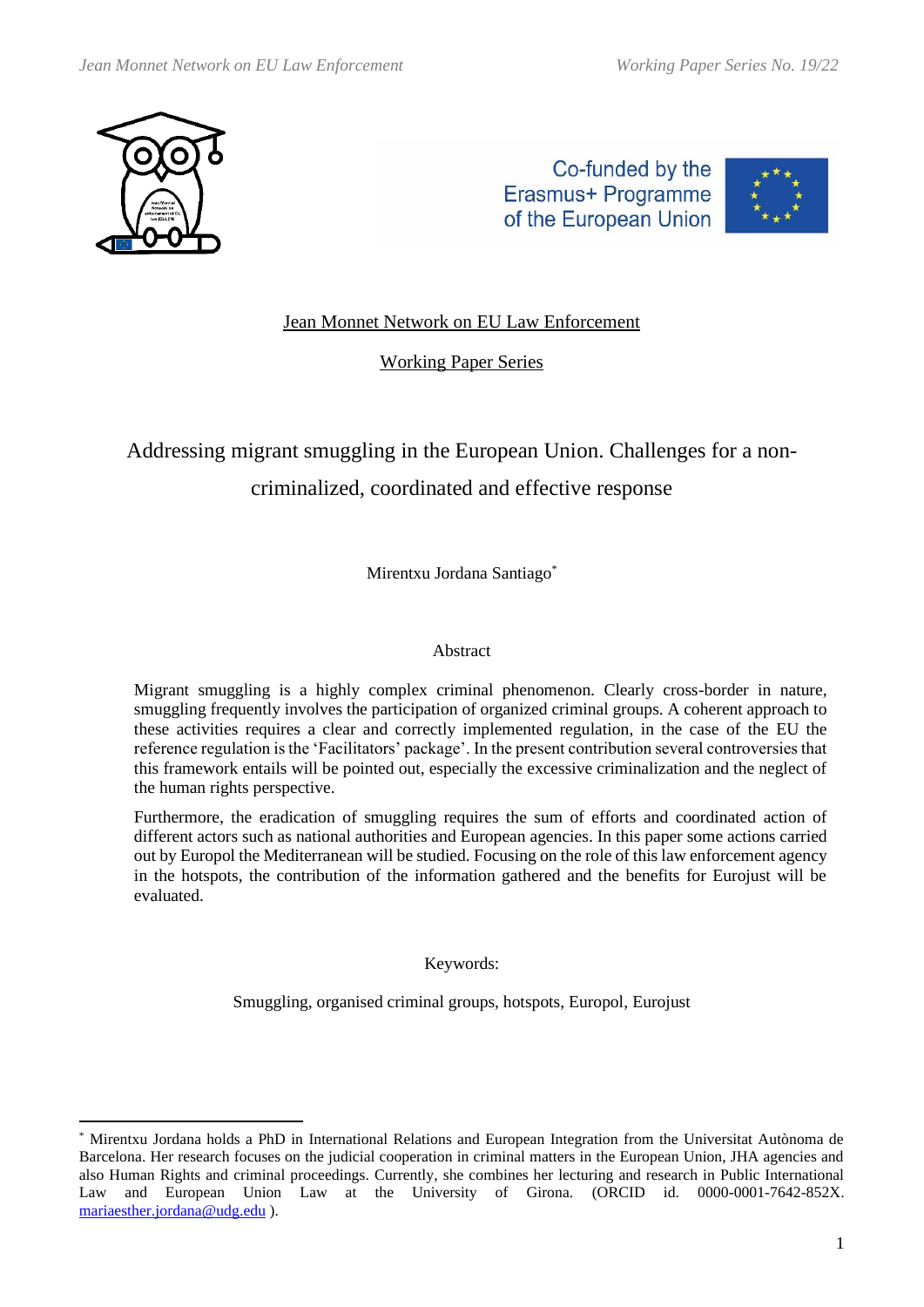Jean Monnet Network on EU Law Enforcement

Working Paper Series

# Addressing migrant smuggling in the European Union. Challenges for a non-criminalized, coordinated and effective response

Mirentxu Jordana Santiago[*]

## Abstract

Migrant smuggling is a highly complex criminal phenomenon. Clearly cross-border in nature, smuggling frequently involves the participation of organized criminal groups. A coherent approach to these activities requires a clear and correctly implemented regulation, in the case of the EU the reference regulation is the 'Facilitators' package'. In the present contribution several controversies that this framework entails will be pointed out, especially the excessive criminalization and the neglect of the human rights perspective.

Furthermore, the eradication of smuggling requires the sum of efforts and coordinated action of different actors such as national authorities and European agencies. In this paper some actions carried out by Europol the Mediterranean will be studied. Focusing on the role of this law enforcement agency in the hotspots, the contribution of the information gathered and the benefits for Eurojust will be evaluated.

Keywords:

Smuggling, organised criminal groups, hotspots, Europol, Eurojust

---

[*] Mirentxu Jordana holds a PhD in International Relations and European Integration from the Universitat Autònoma de Barcelona. Her research focuses on the judicial cooperation in criminal matters in the European Union, JHA agencies and also Human Rights and criminal proceedings. Currently, she combines her lecturing and research in Public International Law and European Union Law at the University of Girona. (ORCID id. 0000-0001-7642-852X. mariaesther.jordana@udg.edu ).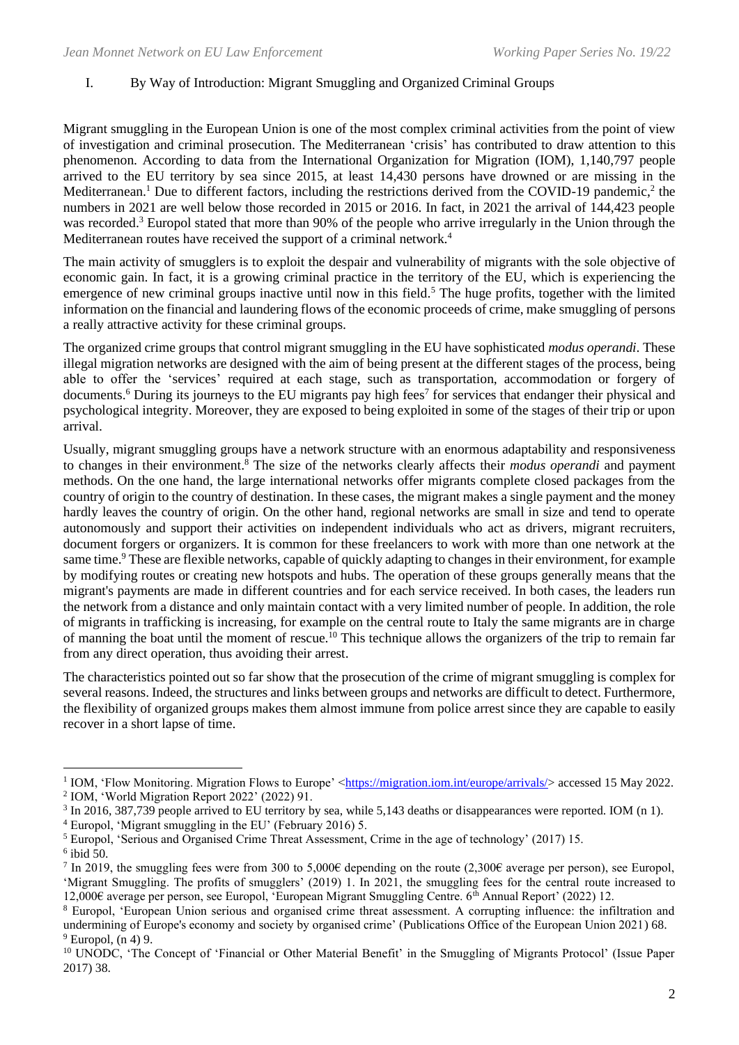## I. By Way of Introduction: Migrant Smuggling and Organized Criminal Groups

Migrant smuggling in the European Union is one of the most complex criminal activities from the point of view of investigation and criminal prosecution. The Mediterranean 'crisis' has contributed to draw attention to this phenomenon. According to data from the International Organization for Migration (IOM), 1,140,797 people arrived to the EU territory by sea since 2015, at least 14,430 persons have drowned or are missing in the Mediterranean.[1] Due to different factors, including the restrictions derived from the COVID-19 pandemic,[2] the numbers in 2021 are well below those recorded in 2015 or 2016. In fact, in 2021 the arrival of 144,423 people was recorded.[3] Europol stated that more than 90% of the people who arrive irregularly in the Union through the Mediterranean routes have received the support of a criminal network.[4]

The main activity of smugglers is to exploit the despair and vulnerability of migrants with the sole objective of economic gain. In fact, it is a growing criminal practice in the territory of the EU, which is experiencing the emergence of new criminal groups inactive until now in this field.[5] The huge profits, together with the limited information on the financial and laundering flows of the economic proceeds of crime, make smuggling of persons a really attractive activity for these criminal groups.

The organized crime groups that control migrant smuggling in the EU have sophisticated *modus operandi*. These illegal migration networks are designed with the aim of being present at the different stages of the process, being able to offer the 'services' required at each stage, such as transportation, accommodation or forgery of documents.[6] During its journeys to the EU migrants pay high fees[7] for services that endanger their physical and psychological integrity. Moreover, they are exposed to being exploited in some of the stages of their trip or upon arrival.

Usually, migrant smuggling groups have a network structure with an enormous adaptability and responsiveness to changes in their environment.[8] The size of the networks clearly affects their *modus operandi* and payment methods. On the one hand, the large international networks offer migrants complete closed packages from the country of origin to the country of destination. In these cases, the migrant makes a single payment and the money hardly leaves the country of origin. On the other hand, regional networks are small in size and tend to operate autonomously and support their activities on independent individuals who act as drivers, migrant recruiters, document forgers or organizers. It is common for these freelancers to work with more than one network at the same time.[9] These are flexible networks, capable of quickly adapting to changes in their environment, for example by modifying routes or creating new hotspots and hubs. The operation of these groups generally means that the migrant's payments are made in different countries and for each service received. In both cases, the leaders run the network from a distance and only maintain contact with a very limited number of people. In addition, the role of migrants in trafficking is increasing, for example on the central route to Italy the same migrants are in charge of manning the boat until the moment of rescue.[10] This technique allows the organizers of the trip to remain far from any direct operation, thus avoiding their arrest.

The characteristics pointed out so far show that the prosecution of the crime of migrant smuggling is complex for several reasons. Indeed, the structures and links between groups and networks are difficult to detect. Furthermore, the flexibility of organized groups makes them almost immune from police arrest since they are capable to easily recover in a short lapse of time.

---

[1] IOM, 'Flow Monitoring. Migration Flows to Europe' <https://migration.iom.int/europe/arrivals/> accessed 15 May 2022.

[2] IOM, 'World Migration Report 2022' (2022) 91.

[3] In 2016, 387,739 people arrived to EU territory by sea, while 5,143 deaths or disappearances were reported. IOM (n 1).

[4] Europol, 'Migrant smuggling in the EU' (February 2016) 5.

[5] Europol, 'Serious and Organised Crime Threat Assessment, Crime in the age of technology' (2017) 15.

[6] ibid 50.

[7] In 2019, the smuggling fees were from 300 to 5,000€ depending on the route (2,300€ average per person), see Europol, 'Migrant Smuggling. The profits of smugglers' (2019) 1. In 2021, the smuggling fees for the central route increased to 12,000€ average per person, see Europol, 'European Migrant Smuggling Centre. 6th Annual Report' (2022) 12.

[8] Europol, 'European Union serious and organised crime threat assessment. A corrupting influence: the infiltration and undermining of Europe's economy and society by organised crime' (Publications Office of the European Union 2021) 68.

[9] Europol, (n 4) 9.

[10] UNODC, 'The Concept of 'Financial or Other Material Benefit' in the Smuggling of Migrants Protocol' (Issue Paper 2017) 38.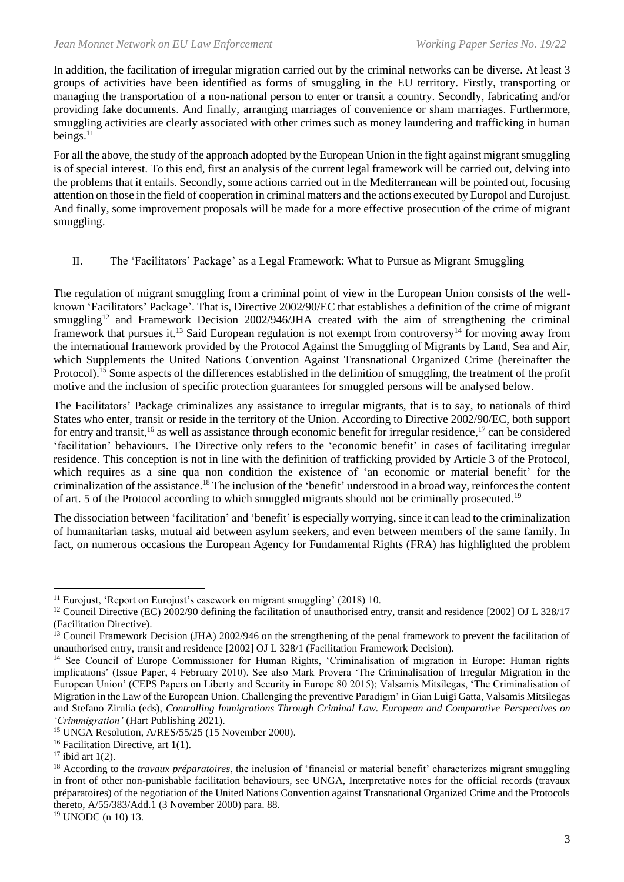In addition, the facilitation of irregular migration carried out by the criminal networks can be diverse. At least 3 groups of activities have been identified as forms of smuggling in the EU territory. Firstly, transporting or managing the transportation of a non-national person to enter or transit a country. Secondly, fabricating and/or providing fake documents. And finally, arranging marriages of convenience or sham marriages. Furthermore, smuggling activities are clearly associated with other crimes such as money laundering and trafficking in human beings.[11]

For all the above, the study of the approach adopted by the European Union in the fight against migrant smuggling is of special interest. To this end, first an analysis of the current legal framework will be carried out, delving into the problems that it entails. Secondly, some actions carried out in the Mediterranean will be pointed out, focusing attention on those in the field of cooperation in criminal matters and the actions executed by Europol and Eurojust. And finally, some improvement proposals will be made for a more effective prosecution of the crime of migrant smuggling.

## II. The 'Facilitators' Package' as a Legal Framework: What to Pursue as Migrant Smuggling

The regulation of migrant smuggling from a criminal point of view in the European Union consists of the well-known 'Facilitators' Package'. That is, Directive 2002/90/EC that establishes a definition of the crime of migrant smuggling[12] and Framework Decision 2002/946/JHA created with the aim of strengthening the criminal framework that pursues it.[13] Said European regulation is not exempt from controversy[14] for moving away from the international framework provided by the Protocol Against the Smuggling of Migrants by Land, Sea and Air, which Supplements the United Nations Convention Against Transnational Organized Crime (hereinafter the Protocol).[15] Some aspects of the differences established in the definition of smuggling, the treatment of the profit motive and the inclusion of specific protection guarantees for smuggled persons will be analysed below.

The Facilitators' Package criminalizes any assistance to irregular migrants, that is to say, to nationals of third States who enter, transit or reside in the territory of the Union. According to Directive 2002/90/EC, both support for entry and transit,[16] as well as assistance through economic benefit for irregular residence,[17] can be considered 'facilitation' behaviours. The Directive only refers to the 'economic benefit' in cases of facilitating irregular residence. This conception is not in line with the definition of trafficking provided by Article 3 of the Protocol, which requires as a sine qua non condition the existence of 'an economic or material benefit' for the criminalization of the assistance.[18] The inclusion of the 'benefit' understood in a broad way, reinforces the content of art. 5 of the Protocol according to which smuggled migrants should not be criminally prosecuted.[19]

The dissociation between 'facilitation' and 'benefit' is especially worrying, since it can lead to the criminalization of humanitarian tasks, mutual aid between asylum seekers, and even between members of the same family. In fact, on numerous occasions the European Agency for Fundamental Rights (FRA) has highlighted the problem

---

[11] Eurojust, 'Report on Eurojust's casework on migrant smuggling' (2018) 10.

[12] Council Directive (EC) 2002/90 defining the facilitation of unauthorised entry, transit and residence [2002] OJ L 328/17 (Facilitation Directive).

[13] Council Framework Decision (JHA) 2002/946 on the strengthening of the penal framework to prevent the facilitation of unauthorised entry, transit and residence [2002] OJ L 328/1 (Facilitation Framework Decision).

[14] See Council of Europe Commissioner for Human Rights, 'Criminalisation of migration in Europe: Human rights implications' (Issue Paper, 4 February 2010). See also Mark Provera 'The Criminalisation of Irregular Migration in the European Union' (CEPS Papers on Liberty and Security in Europe 80 2015); Valsamis Mitsilegas, 'The Criminalisation of Migration in the Law of the European Union. Challenging the preventive Paradigm' in Gian Luigi Gatta, Valsamis Mitsilegas and Stefano Zirulia (eds), *Controlling Immigrations Through Criminal Law. European and Comparative Perspectives on 'Crimmigration'* (Hart Publishing 2021).

[15] UNGA Resolution, A/RES/55/25 (15 November 2000).

[16] Facilitation Directive, art 1(1).

[17] ibid art 1(2).

[18] According to the *travaux préparatoires*, the inclusion of 'financial or material benefit' characterizes migrant smuggling in front of other non-punishable facilitation behaviours, see UNGA, Interpretative notes for the official records (travaux préparatoires) of the negotiation of the United Nations Convention against Transnational Organized Crime and the Protocols thereto, A/55/383/Add.1 (3 November 2000) para. 88.

[19] UNODC (n 10) 13.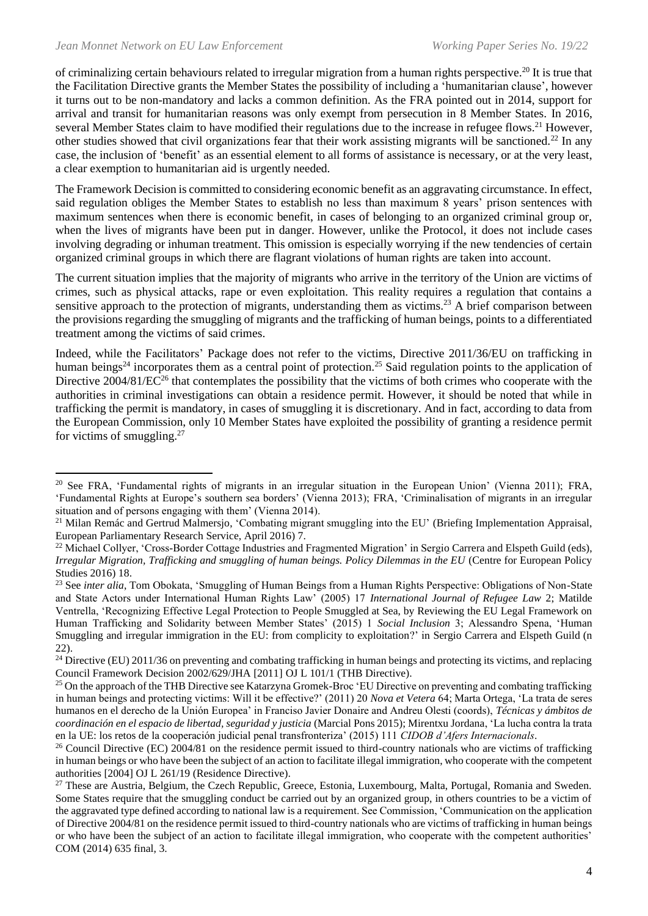of criminalizing certain behaviours related to irregular migration from a human rights perspective.[20] It is true that the Facilitation Directive grants the Member States the possibility of including a 'humanitarian clause', however it turns out to be non-mandatory and lacks a common definition. As the FRA pointed out in 2014, support for arrival and transit for humanitarian reasons was only exempt from persecution in 8 Member States. In 2016, several Member States claim to have modified their regulations due to the increase in refugee flows.[21] However, other studies showed that civil organizations fear that their work assisting migrants will be sanctioned.[22] In any case, the inclusion of 'benefit' as an essential element to all forms of assistance is necessary, or at the very least, a clear exemption to humanitarian aid is urgently needed.

The Framework Decision is committed to considering economic benefit as an aggravating circumstance. In effect, said regulation obliges the Member States to establish no less than maximum 8 years' prison sentences with maximum sentences when there is economic benefit, in cases of belonging to an organized criminal group or, when the lives of migrants have been put in danger. However, unlike the Protocol, it does not include cases involving degrading or inhuman treatment. This omission is especially worrying if the new tendencies of certain organized criminal groups in which there are flagrant violations of human rights are taken into account.

The current situation implies that the majority of migrants who arrive in the territory of the Union are victims of crimes, such as physical attacks, rape or even exploitation. This reality requires a regulation that contains a sensitive approach to the protection of migrants, understanding them as victims.[23] A brief comparison between the provisions regarding the smuggling of migrants and the trafficking of human beings, points to a differentiated treatment among the victims of said crimes.

Indeed, while the Facilitators' Package does not refer to the victims, Directive 2011/36/EU on trafficking in human beings[24] incorporates them as a central point of protection.[25] Said regulation points to the application of Directive 2004/81/EC[26] that contemplates the possibility that the victims of both crimes who cooperate with the authorities in criminal investigations can obtain a residence permit. However, it should be noted that while in trafficking the permit is mandatory, in cases of smuggling it is discretionary. And in fact, according to data from the European Commission, only 10 Member States have exploited the possibility of granting a residence permit for victims of smuggling.[27]

---

[20] See FRA, 'Fundamental rights of migrants in an irregular situation in the European Union' (Vienna 2011); FRA, 'Fundamental Rights at Europe's southern sea borders' (Vienna 2013); FRA, 'Criminalisation of migrants in an irregular situation and of persons engaging with them' (Vienna 2014).

[21] Milan Remác and Gertrud Malmersjo, 'Combating migrant smuggling into the EU' (Briefing Implementation Appraisal, European Parliamentary Research Service, April 2016) 7.

[22] Michael Collyer, 'Cross-Border Cottage Industries and Fragmented Migration' in Sergio Carrera and Elspeth Guild (eds), *Irregular Migration, Trafficking and smuggling of human beings. Policy Dilemmas in the EU* (Centre for European Policy Studies 2016) 18.

[23] See *inter alia*, Tom Obokata, 'Smuggling of Human Beings from a Human Rights Perspective: Obligations of Non-State and State Actors under International Human Rights Law' (2005) 17 *International Journal of Refugee Law* 2; Matilde Ventrella, 'Recognizing Effective Legal Protection to People Smuggled at Sea, by Reviewing the EU Legal Framework on Human Trafficking and Solidarity between Member States' (2015) 1 *Social Inclusion* 3; Alessandro Spena, 'Human Smuggling and irregular immigration in the EU: from complicity to exploitation?' in Sergio Carrera and Elspeth Guild (n 22).

[24] Directive (EU) 2011/36 on preventing and combating trafficking in human beings and protecting its victims, and replacing Council Framework Decision 2002/629/JHA [2011] OJ L 101/1 (THB Directive).

[25] On the approach of the THB Directive see Katarzyna Gromek-Broc 'EU Directive on preventing and combating trafficking in human beings and protecting victims: Will it be effective?' (2011) 20 *Nova et Vetera* 64; Marta Ortega, 'La trata de seres humanos en el derecho de la Unión Europea' in Francisco Javier Donaire and Andreu Olesti (coords), *Técnicas y ámbitos de coordinación en el espacio de libertad, seguridad y justicia* (Marcial Pons 2015); Mirentxu Jordana, 'La lucha contra la trata en la UE: los retos de la cooperación judicial penal transfronteriza' (2015) 111 *CIDOB d'Afers Internacionals*.

[26] Council Directive (EC) 2004/81 on the residence permit issued to third-country nationals who are victims of trafficking in human beings or who have been the subject of an action to facilitate illegal immigration, who cooperate with the competent authorities [2004] OJ L 261/19 (Residence Directive).

[27] These are Austria, Belgium, the Czech Republic, Greece, Estonia, Luxembourg, Malta, Portugal, Romania and Sweden. Some States require that the smuggling conduct be carried out by an organized group, in others countries to be a victim of the aggravated type defined according to national law is a requirement. See Commission, 'Communication on the application of Directive 2004/81 on the residence permit issued to third-country nationals who are victims of trafficking in human beings or who have been the subject of an action to facilitate illegal immigration, who cooperate with the competent authorities' COM (2014) 635 final, 3.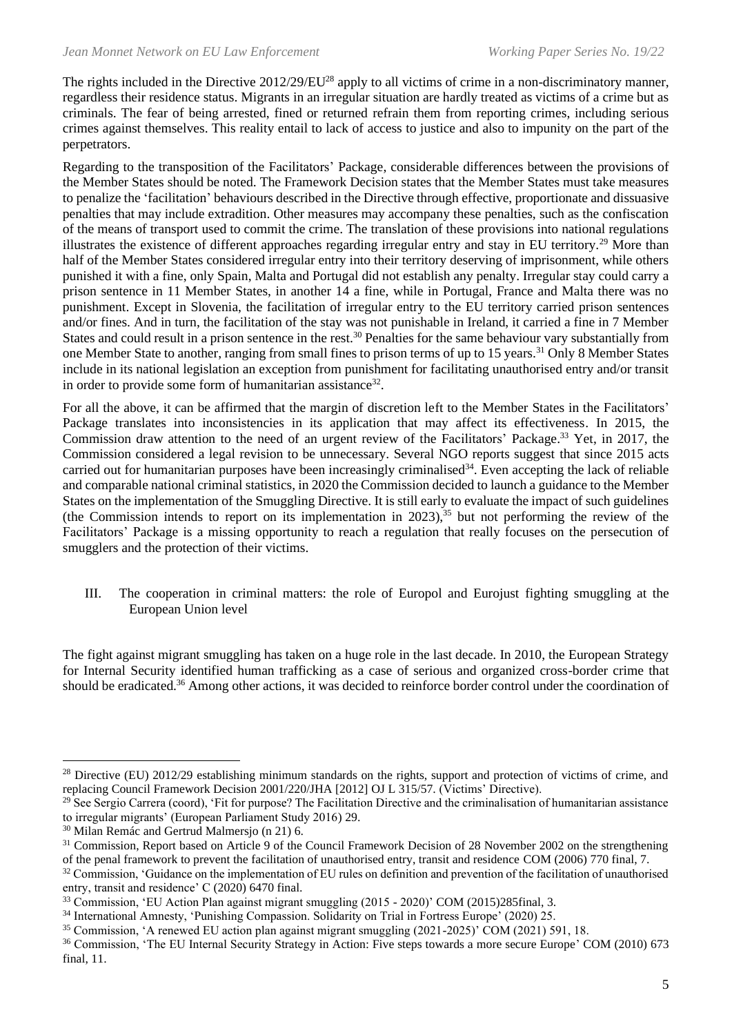The rights included in the Directive 2012/29/EU[28] apply to all victims of crime in a non-discriminatory manner, regardless their residence status. Migrants in an irregular situation are hardly treated as victims of a crime but as criminals. The fear of being arrested, fined or returned refrain them from reporting crimes, including serious crimes against themselves. This reality entail to lack of access to justice and also to impunity on the part of the perpetrators.

Regarding to the transposition of the Facilitators' Package, considerable differences between the provisions of the Member States should be noted. The Framework Decision states that the Member States must take measures to penalize the 'facilitation' behaviours described in the Directive through effective, proportionate and dissuasive penalties that may include extradition. Other measures may accompany these penalties, such as the confiscation of the means of transport used to commit the crime. The translation of these provisions into national regulations illustrates the existence of different approaches regarding irregular entry and stay in EU territory.[29] More than half of the Member States considered irregular entry into their territory deserving of imprisonment, while others punished it with a fine, only Spain, Malta and Portugal did not establish any penalty. Irregular stay could carry a prison sentence in 11 Member States, in another 14 a fine, while in Portugal, France and Malta there was no punishment. Except in Slovenia, the facilitation of irregular entry to the EU territory carried prison sentences and/or fines. And in turn, the facilitation of the stay was not punishable in Ireland, it carried a fine in 7 Member States and could result in a prison sentence in the rest.[30] Penalties for the same behaviour vary substantially from one Member State to another, ranging from small fines to prison terms of up to 15 years.[31] Only 8 Member States include in its national legislation an exception from punishment for facilitating unauthorised entry and/or transit in order to provide some form of humanitarian assistance[32].

For all the above, it can be affirmed that the margin of discretion left to the Member States in the Facilitators' Package translates into inconsistencies in its application that may affect its effectiveness. In 2015, the Commission draw attention to the need of an urgent review of the Facilitators' Package.[33] Yet, in 2017, the Commission considered a legal revision to be unnecessary. Several NGO reports suggest that since 2015 acts carried out for humanitarian purposes have been increasingly criminalised[34]. Even accepting the lack of reliable and comparable national criminal statistics, in 2020 the Commission decided to launch a guidance to the Member States on the implementation of the Smuggling Directive. It is still early to evaluate the impact of such guidelines (the Commission intends to report on its implementation in 2023),[35] but not performing the review of the Facilitators' Package is a missing opportunity to reach a regulation that really focuses on the persecution of smugglers and the protection of their victims.

## III. The cooperation in criminal matters: the role of Europol and Eurojust fighting smuggling at the European Union level

The fight against migrant smuggling has taken on a huge role in the last decade. In 2010, the European Strategy for Internal Security identified human trafficking as a case of serious and organized cross-border crime that should be eradicated.[36] Among other actions, it was decided to reinforce border control under the coordination of

---

[28] Directive (EU) 2012/29 establishing minimum standards on the rights, support and protection of victims of crime, and replacing Council Framework Decision 2001/220/JHA [2012] OJ L 315/57. (Victims' Directive).

[29] See Sergio Carrera (coord), 'Fit for purpose? The Facilitation Directive and the criminalisation of humanitarian assistance to irregular migrants' (European Parliament Study 2016) 29.

[30] Milan Remác and Gertrud Malmersjo (n 21) 6.

[31] Commission, Report based on Article 9 of the Council Framework Decision of 28 November 2002 on the strengthening of the penal framework to prevent the facilitation of unauthorised entry, transit and residence COM (2006) 770 final, 7.

[32] Commission, 'Guidance on the implementation of EU rules on definition and prevention of the facilitation of unauthorised entry, transit and residence' C (2020) 6470 final.

[33] Commission, 'EU Action Plan against migrant smuggling (2015 - 2020)' COM (2015)285final, 3.

[34] International Amnesty, 'Punishing Compassion. Solidarity on Trial in Fortress Europe' (2020) 25.

[35] Commission, 'A renewed EU action plan against migrant smuggling (2021-2025)' COM (2021) 591, 18.

[36] Commission, 'The EU Internal Security Strategy in Action: Five steps towards a more secure Europe' COM (2010) 673 final, 11.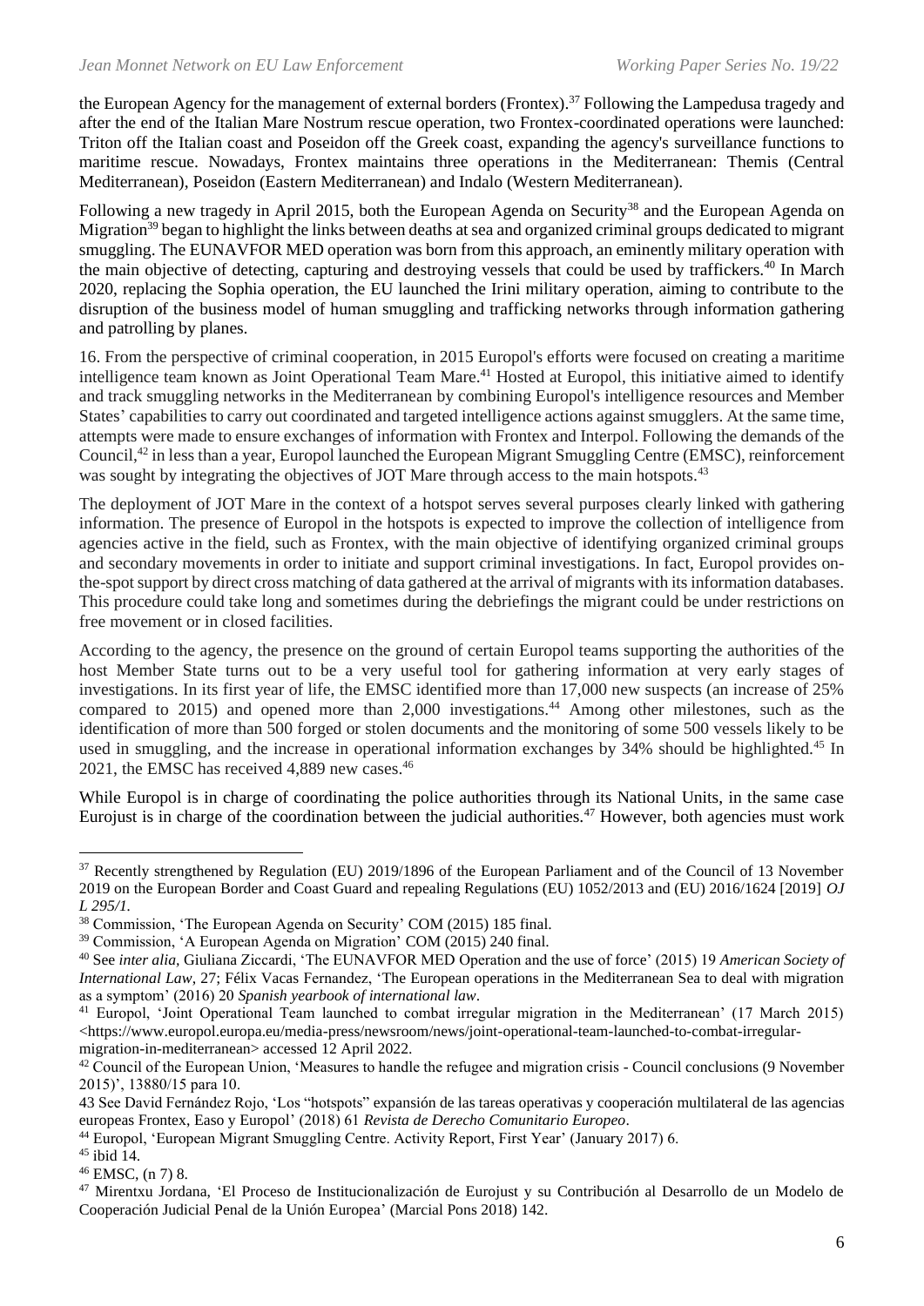the European Agency for the management of external borders (Frontex).[37] Following the Lampedusa tragedy and after the end of the Italian Mare Nostrum rescue operation, two Frontex-coordinated operations were launched: Triton off the Italian coast and Poseidon off the Greek coast, expanding the agency's surveillance functions to maritime rescue. Nowadays, Frontex maintains three operations in the Mediterranean: Themis (Central Mediterranean), Poseidon (Eastern Mediterranean) and Indalo (Western Mediterranean).

Following a new tragedy in April 2015, both the European Agenda on Security[38] and the European Agenda on Migration[39] began to highlight the links between deaths at sea and organized criminal groups dedicated to migrant smuggling. The EUNAVFOR MED operation was born from this approach, an eminently military operation with the main objective of detecting, capturing and destroying vessels that could be used by traffickers.[40] In March 2020, replacing the Sophia operation, the EU launched the Irini military operation, aiming to contribute to the disruption of the business model of human smuggling and trafficking networks through information gathering and patrolling by planes.

16. From the perspective of criminal cooperation, in 2015 Europol's efforts were focused on creating a maritime intelligence team known as Joint Operational Team Mare.[41] Hosted at Europol, this initiative aimed to identify and track smuggling networks in the Mediterranean by combining Europol's intelligence resources and Member States' capabilities to carry out coordinated and targeted intelligence actions against smugglers. At the same time, attempts were made to ensure exchanges of information with Frontex and Interpol. Following the demands of the Council,[42] in less than a year, Europol launched the European Migrant Smuggling Centre (EMSC), reinforcement was sought by integrating the objectives of JOT Mare through access to the main hotspots.[43]

The deployment of JOT Mare in the context of a hotspot serves several purposes clearly linked with gathering information. The presence of Europol in the hotspots is expected to improve the collection of intelligence from agencies active in the field, such as Frontex, with the main objective of identifying organized criminal groups and secondary movements in order to initiate and support criminal investigations. In fact, Europol provides on-the-spot support by direct cross matching of data gathered at the arrival of migrants with its information databases. This procedure could take long and sometimes during the debriefings the migrant could be under restrictions on free movement or in closed facilities.

According to the agency, the presence on the ground of certain Europol teams supporting the authorities of the host Member State turns out to be a very useful tool for gathering information at very early stages of investigations. In its first year of life, the EMSC identified more than 17,000 new suspects (an increase of 25% compared to 2015) and opened more than 2,000 investigations.[44] Among other milestones, such as the identification of more than 500 forged or stolen documents and the monitoring of some 500 vessels likely to be used in smuggling, and the increase in operational information exchanges by 34% should be highlighted.[45] In 2021, the EMSC has received 4,889 new cases.[46]

While Europol is in charge of coordinating the police authorities through its National Units, in the same case Eurojust is in charge of the coordination between the judicial authorities.[47] However, both agencies must work

---

[37] Recently strengthened by Regulation (EU) 2019/1896 of the European Parliament and of the Council of 13 November 2019 on the European Border and Coast Guard and repealing Regulations (EU) 1052/2013 and (EU) 2016/1624 [2019] *OJ L 295/1.*

[38] Commission, 'The European Agenda on Security' COM (2015) 185 final.

[39] Commission, 'A European Agenda on Migration' COM (2015) 240 final.

[40] See *inter alia*, Giuliana Ziccardi, 'The EUNAVFOR MED Operation and the use of force' (2015) 19 *American Society of International Law*, 27; Félix Vacas Fernandez, 'The European operations in the Mediterranean Sea to deal with migration as a symptom' (2016) 20 *Spanish yearbook of international law*.

[41] Europol, 'Joint Operational Team launched to combat irregular migration in the Mediterranean' (17 March 2015) <https://www.europol.europa.eu/media-press/newsroom/news/joint-operational-team-launched-to-combat-irregular-migration-in-mediterranean> accessed 12 April 2022.

[42] Council of the European Union, 'Measures to handle the refugee and migration crisis - Council conclusions (9 November 2015)', 13880/15 para 10.

43 See David Fernández Rojo, 'Los "hotspots" expansión de las tareas operativas y cooperación multilateral de las agencias europeas Frontex, Easo y Europol' (2018) 61 *Revista de Derecho Comunitario Europeo*.

[44] Europol, 'European Migrant Smuggling Centre. Activity Report, First Year' (January 2017) 6.

[45] ibid 14.

[46] EMSC, (n 7) 8.

[47] Mirentxu Jordana, 'El Proceso de Institucionalización de Eurojust y su Contribución al Desarrollo de un Modelo de Cooperación Judicial Penal de la Unión Europea' (Marcial Pons 2018) 142.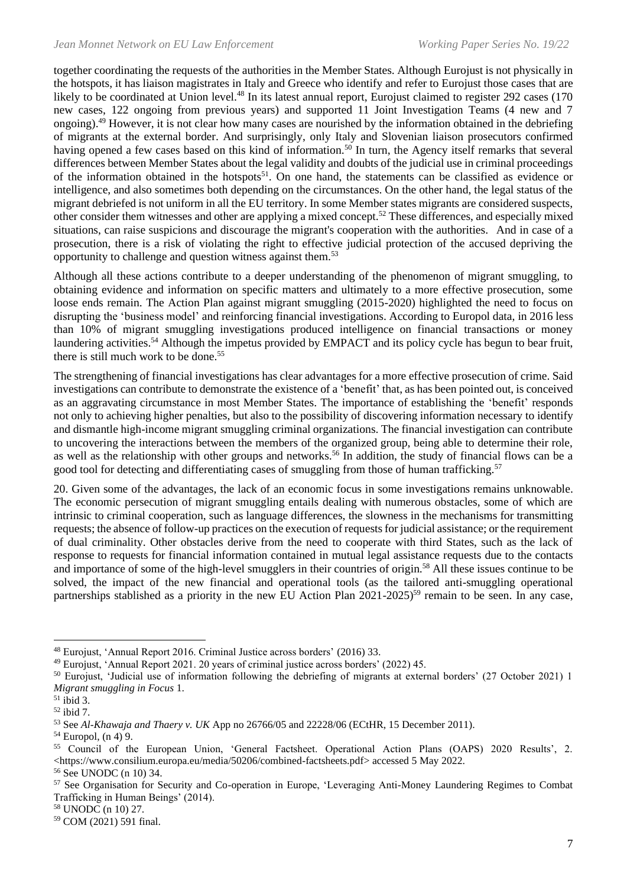together coordinating the requests of the authorities in the Member States. Although Eurojust is not physically in the hotspots, it has liaison magistrates in Italy and Greece who identify and refer to Eurojust those cases that are likely to be coordinated at Union level.[48] In its latest annual report, Eurojust claimed to register 292 cases (170 new cases, 122 ongoing from previous years) and supported 11 Joint Investigation Teams (4 new and 7 ongoing).[49] However, it is not clear how many cases are nourished by the information obtained in the debriefing of migrants at the external border. And surprisingly, only Italy and Slovenian liaison prosecutors confirmed having opened a few cases based on this kind of information.[50] In turn, the Agency itself remarks that several differences between Member States about the legal validity and doubts of the judicial use in criminal proceedings of the information obtained in the hotspots[51]. On one hand, the statements can be classified as evidence or intelligence, and also sometimes both depending on the circumstances. On the other hand, the legal status of the migrant debriefed is not uniform in all the EU territory. In some Member states migrants are considered suspects, other consider them witnesses and other are applying a mixed concept.[52] These differences, and especially mixed situations, can raise suspicions and discourage the migrant's cooperation with the authorities. And in case of a prosecution, there is a risk of violating the right to effective judicial protection of the accused depriving the opportunity to challenge and question witness against them.[53]

Although all these actions contribute to a deeper understanding of the phenomenon of migrant smuggling, to obtaining evidence and information on specific matters and ultimately to a more effective prosecution, some loose ends remain. The Action Plan against migrant smuggling (2015-2020) highlighted the need to focus on disrupting the 'business model' and reinforcing financial investigations. According to Europol data, in 2016 less than 10% of migrant smuggling investigations produced intelligence on financial transactions or money laundering activities.[54] Although the impetus provided by EMPACT and its policy cycle has begun to bear fruit, there is still much work to be done.[55]

The strengthening of financial investigations has clear advantages for a more effective prosecution of crime. Said investigations can contribute to demonstrate the existence of a 'benefit' that, as has been pointed out, is conceived as an aggravating circumstance in most Member States. The importance of establishing the 'benefit' responds not only to achieving higher penalties, but also to the possibility of discovering information necessary to identify and dismantle high-income migrant smuggling criminal organizations. The financial investigation can contribute to uncovering the interactions between the members of the organized group, being able to determine their role, as well as the relationship with other groups and networks.[56] In addition, the study of financial flows can be a good tool for detecting and differentiating cases of smuggling from those of human trafficking.[57]

20. Given some of the advantages, the lack of an economic focus in some investigations remains unknowable. The economic persecution of migrant smuggling entails dealing with numerous obstacles, some of which are intrinsic to criminal cooperation, such as language differences, the slowness in the mechanisms for transmitting requests; the absence of follow-up practices on the execution of requests for judicial assistance; or the requirement of dual criminality. Other obstacles derive from the need to cooperate with third States, such as the lack of response to requests for financial information contained in mutual legal assistance requests due to the contacts and importance of some of the high-level smugglers in their countries of origin.[58] All these issues continue to be solved, the impact of the new financial and operational tools (as the tailored anti-smuggling operational partnerships stablished as a priority in the new EU Action Plan 2021-2025)[59] remain to be seen. In any case,

---

[48] Eurojust, 'Annual Report 2016. Criminal Justice across borders' (2016) 33.

[49] Eurojust, 'Annual Report 2021. 20 years of criminal justice across borders' (2022) 45.

[50] Eurojust, 'Judicial use of information following the debriefing of migrants at external borders' (27 October 2021) 1 *Migrant smuggling in Focus* 1.

[51] ibid 3.

[52] ibid 7.

[53] See *Al-Khawaja and Thaery v. UK* App no 26766/05 and 22228/06 (ECtHR, 15 December 2011).

[54] Europol, (n 4) 9.

[55] Council of the European Union, 'General Factsheet. Operational Action Plans (OAPS) 2020 Results', 2. <https://www.consilium.europa.eu/media/50206/combined-factsheets.pdf> accessed 5 May 2022.

[56] See UNODC (n 10) 34.

[57] See Organisation for Security and Co-operation in Europe, 'Leveraging Anti-Money Laundering Regimes to Combat Trafficking in Human Beings' (2014).

[58] UNODC (n 10) 27.

[59] COM (2021) 591 final.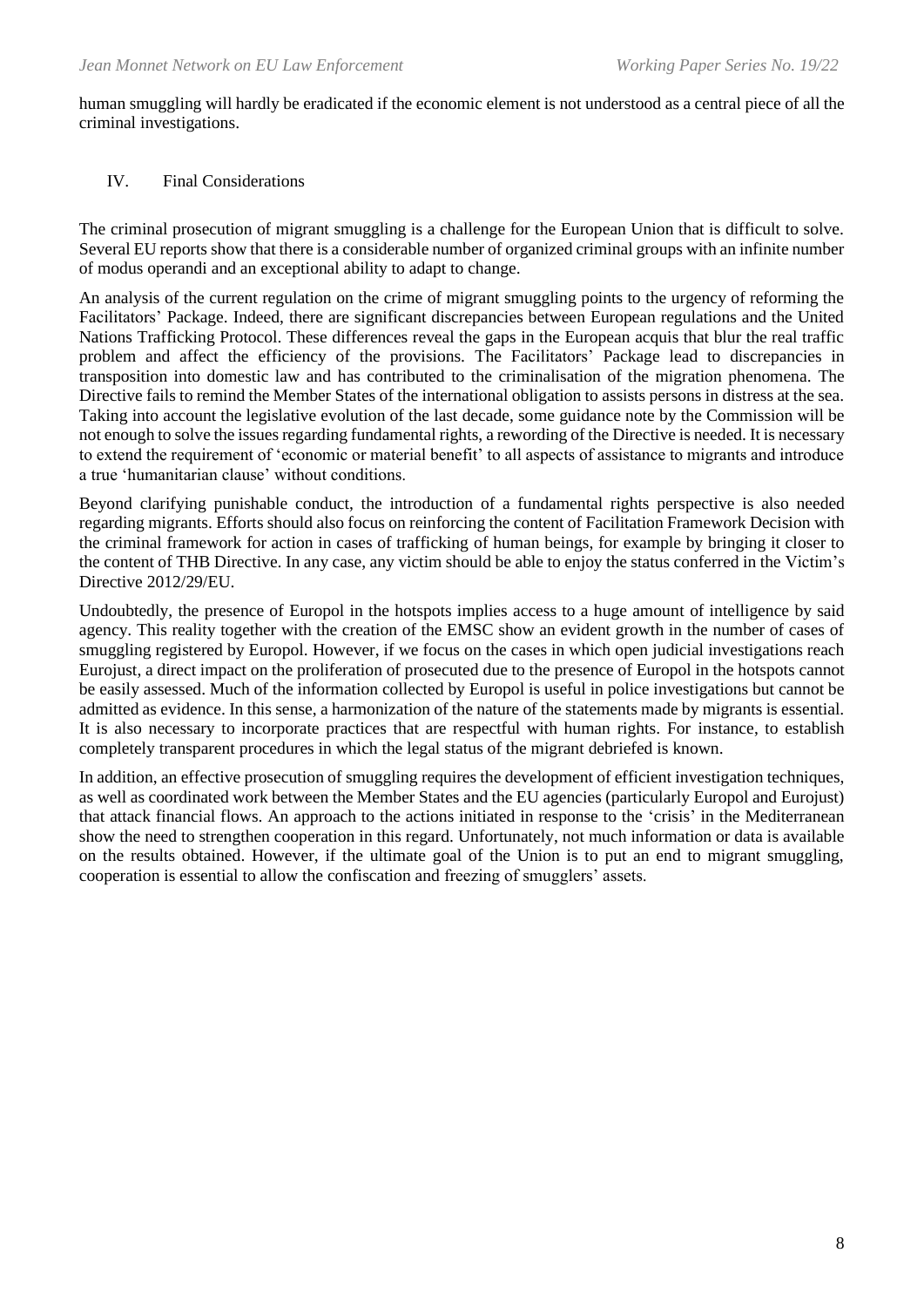human smuggling will hardly be eradicated if the economic element is not understood as a central piece of all the criminal investigations.

## IV. Final Considerations

The criminal prosecution of migrant smuggling is a challenge for the European Union that is difficult to solve. Several EU reports show that there is a considerable number of organized criminal groups with an infinite number of modus operandi and an exceptional ability to adapt to change.

An analysis of the current regulation on the crime of migrant smuggling points to the urgency of reforming the Facilitators' Package. Indeed, there are significant discrepancies between European regulations and the United Nations Trafficking Protocol. These differences reveal the gaps in the European acquis that blur the real traffic problem and affect the efficiency of the provisions. The Facilitators' Package lead to discrepancies in transposition into domestic law and has contributed to the criminalisation of the migration phenomena. The Directive fails to remind the Member States of the international obligation to assists persons in distress at the sea. Taking into account the legislative evolution of the last decade, some guidance note by the Commission will be not enough to solve the issues regarding fundamental rights, a rewording of the Directive is needed. It is necessary to extend the requirement of 'economic or material benefit' to all aspects of assistance to migrants and introduce a true 'humanitarian clause' without conditions.

Beyond clarifying punishable conduct, the introduction of a fundamental rights perspective is also needed regarding migrants. Efforts should also focus on reinforcing the content of Facilitation Framework Decision with the criminal framework for action in cases of trafficking of human beings, for example by bringing it closer to the content of THB Directive. In any case, any victim should be able to enjoy the status conferred in the Victim's Directive 2012/29/EU.

Undoubtedly, the presence of Europol in the hotspots implies access to a huge amount of intelligence by said agency. This reality together with the creation of the EMSC show an evident growth in the number of cases of smuggling registered by Europol. However, if we focus on the cases in which open judicial investigations reach Eurojust, a direct impact on the proliferation of prosecuted due to the presence of Europol in the hotspots cannot be easily assessed. Much of the information collected by Europol is useful in police investigations but cannot be admitted as evidence. In this sense, a harmonization of the nature of the statements made by migrants is essential. It is also necessary to incorporate practices that are respectful with human rights. For instance, to establish completely transparent procedures in which the legal status of the migrant debriefed is known.

In addition, an effective prosecution of smuggling requires the development of efficient investigation techniques, as well as coordinated work between the Member States and the EU agencies (particularly Europol and Eurojust) that attack financial flows. An approach to the actions initiated in response to the 'crisis' in the Mediterranean show the need to strengthen cooperation in this regard. Unfortunately, not much information or data is available on the results obtained. However, if the ultimate goal of the Union is to put an end to migrant smuggling, cooperation is essential to allow the confiscation and freezing of smugglers' assets.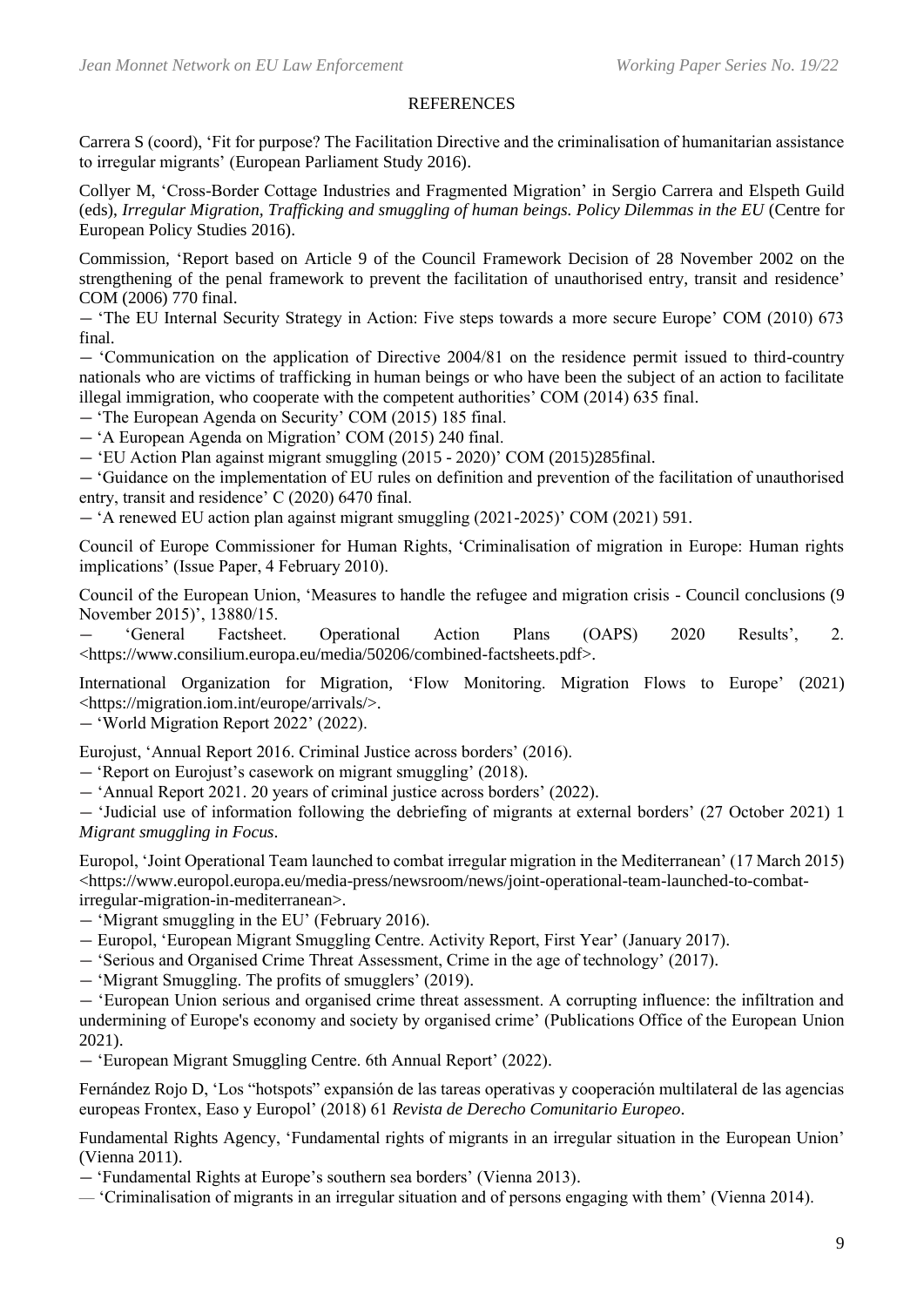## REFERENCES

Carrera S (coord), 'Fit for purpose? The Facilitation Directive and the criminalisation of humanitarian assistance to irregular migrants' (European Parliament Study 2016).

Collyer M, 'Cross-Border Cottage Industries and Fragmented Migration' in Sergio Carrera and Elspeth Guild (eds), *Irregular Migration, Trafficking and smuggling of human beings. Policy Dilemmas in the EU* (Centre for European Policy Studies 2016).

Commission, 'Report based on Article 9 of the Council Framework Decision of 28 November 2002 on the strengthening of the penal framework to prevent the facilitation of unauthorised entry, transit and residence' COM (2006) 770 final.

— 'The EU Internal Security Strategy in Action: Five steps towards a more secure Europe' COM (2010) 673 final.

— 'Communication on the application of Directive 2004/81 on the residence permit issued to third-country nationals who are victims of trafficking in human beings or who have been the subject of an action to facilitate illegal immigration, who cooperate with the competent authorities' COM (2014) 635 final.

— 'The European Agenda on Security' COM (2015) 185 final.

— 'A European Agenda on Migration' COM (2015) 240 final.

— 'EU Action Plan against migrant smuggling (2015 - 2020)' COM (2015)285final.

— 'Guidance on the implementation of EU rules on definition and prevention of the facilitation of unauthorised entry, transit and residence' C (2020) 6470 final.

— 'A renewed EU action plan against migrant smuggling (2021-2025)' COM (2021) 591.

Council of Europe Commissioner for Human Rights, 'Criminalisation of migration in Europe: Human rights implications' (Issue Paper, 4 February 2010).

Council of the European Union, 'Measures to handle the refugee and migration crisis - Council conclusions (9 November 2015)', 13880/15.

— 'General Factsheet. Operational Action Plans (OAPS) 2020 Results', 2. <https://www.consilium.europa.eu/media/50206/combined-factsheets.pdf>.

International Organization for Migration, 'Flow Monitoring. Migration Flows to Europe' (2021) <https://migration.iom.int/europe/arrivals/>.

— 'World Migration Report 2022' (2022).

Eurojust, 'Annual Report 2016. Criminal Justice across borders' (2016).

— 'Report on Eurojust's casework on migrant smuggling' (2018).

— 'Annual Report 2021. 20 years of criminal justice across borders' (2022).

— 'Judicial use of information following the debriefing of migrants at external borders' (27 October 2021) 1 *Migrant smuggling in Focus*.

Europol, 'Joint Operational Team launched to combat irregular migration in the Mediterranean' (17 March 2015) <https://www.europol.europa.eu/media-press/newsroom/news/joint-operational-team-launched-to-combat-irregular-migration-in-mediterranean>.

— 'Migrant smuggling in the EU' (February 2016).

— Europol, 'European Migrant Smuggling Centre. Activity Report, First Year' (January 2017).

— 'Serious and Organised Crime Threat Assessment, Crime in the age of technology' (2017).

— 'Migrant Smuggling. The profits of smugglers' (2019).

— 'European Union serious and organised crime threat assessment. A corrupting influence: the infiltration and undermining of Europe's economy and society by organised crime' (Publications Office of the European Union 2021).

— 'European Migrant Smuggling Centre. 6th Annual Report' (2022).

Fernández Rojo D, 'Los "hotspots" expansión de las tareas operativas y cooperación multilateral de las agencias europeas Frontex, Easo y Europol' (2018) 61 *Revista de Derecho Comunitario Europeo*.

Fundamental Rights Agency, 'Fundamental rights of migrants in an irregular situation in the European Union' (Vienna 2011).

— 'Fundamental Rights at Europe's southern sea borders' (Vienna 2013).

— 'Criminalisation of migrants in an irregular situation and of persons engaging with them' (Vienna 2014).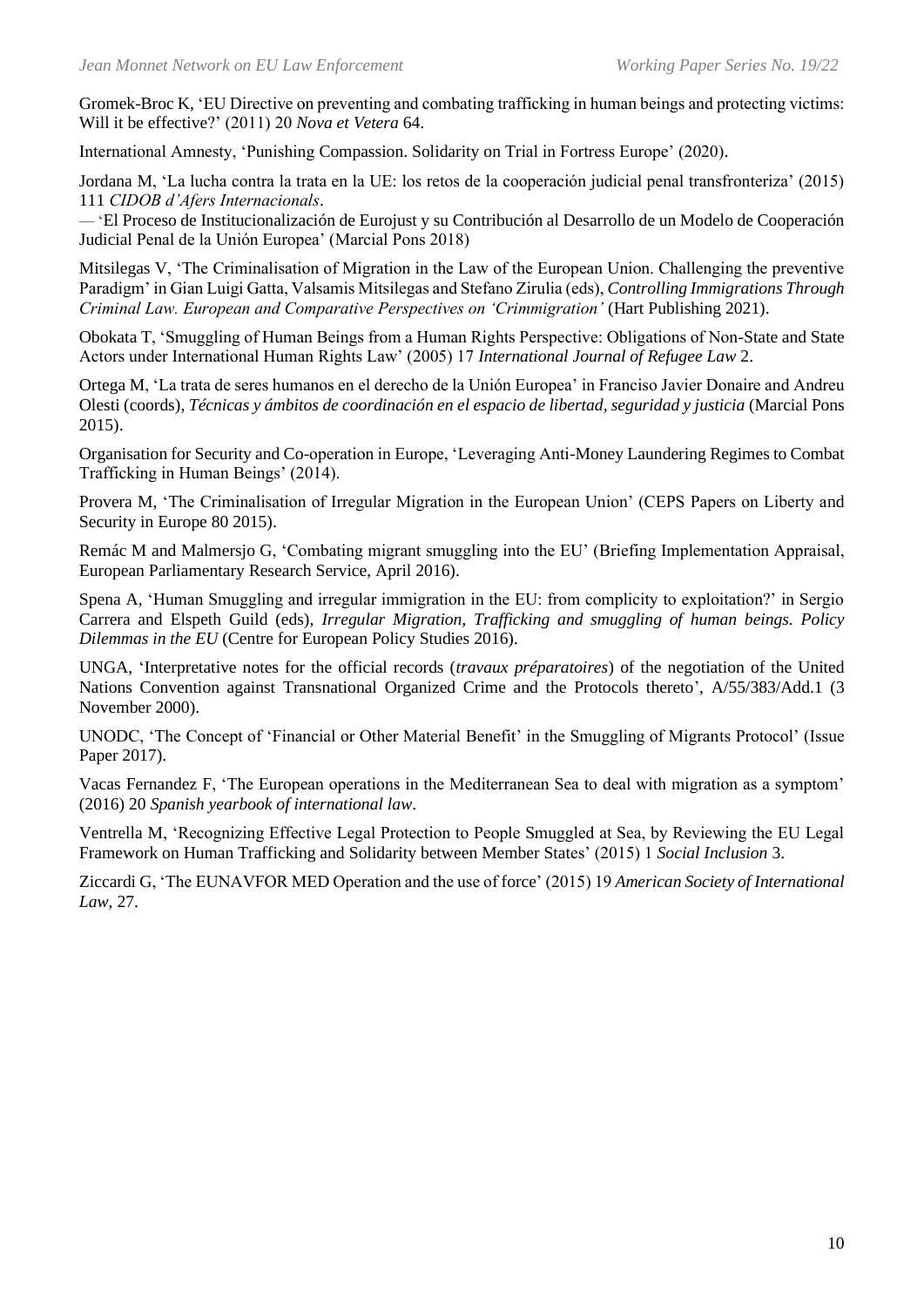Gromek-Broc K, 'EU Directive on preventing and combating trafficking in human beings and protecting victims: Will it be effective?' (2011) 20 *Nova et Vetera* 64.

International Amnesty, 'Punishing Compassion. Solidarity on Trial in Fortress Europe' (2020).

Jordana M, 'La lucha contra la trata en la UE: los retos de la cooperación judicial penal transfronteriza' (2015) 111 *CIDOB d'Afers Internacionals*.

— 'El Proceso de Institucionalización de Eurojust y su Contribución al Desarrollo de un Modelo de Cooperación Judicial Penal de la Unión Europea' (Marcial Pons 2018)

Mitsilegas V, 'The Criminalisation of Migration in the Law of the European Union. Challenging the preventive Paradigm' in Gian Luigi Gatta, Valsamis Mitsilegas and Stefano Zirulia (eds), *Controlling Immigrations Through Criminal Law. European and Comparative Perspectives on 'Crimmigration'* (Hart Publishing 2021).

Obokata T, 'Smuggling of Human Beings from a Human Rights Perspective: Obligations of Non-State and State Actors under International Human Rights Law' (2005) 17 *International Journal of Refugee Law* 2.

Ortega M, 'La trata de seres humanos en el derecho de la Unión Europea' in Franciso Javier Donaire and Andreu Olesti (coords), *Técnicas y ámbitos de coordinación en el espacio de libertad, seguridad y justicia* (Marcial Pons 2015).

Organisation for Security and Co-operation in Europe, 'Leveraging Anti-Money Laundering Regimes to Combat Trafficking in Human Beings' (2014).

Provera M, 'The Criminalisation of Irregular Migration in the European Union' (CEPS Papers on Liberty and Security in Europe 80 2015).

Remác M and Malmersjo G, 'Combating migrant smuggling into the EU' (Briefing Implementation Appraisal, European Parliamentary Research Service, April 2016).

Spena A, 'Human Smuggling and irregular immigration in the EU: from complicity to exploitation?' in Sergio Carrera and Elspeth Guild (eds), *Irregular Migration, Trafficking and smuggling of human beings. Policy Dilemmas in the EU* (Centre for European Policy Studies 2016).

UNGA, 'Interpretative notes for the official records (*travaux préparatoires*) of the negotiation of the United Nations Convention against Transnational Organized Crime and the Protocols thereto', A/55/383/Add.1 (3 November 2000).

UNODC, 'The Concept of 'Financial or Other Material Benefit' in the Smuggling of Migrants Protocol' (Issue Paper 2017).

Vacas Fernandez F, 'The European operations in the Mediterranean Sea to deal with migration as a symptom' (2016) 20 *Spanish yearbook of international law*.

Ventrella M, 'Recognizing Effective Legal Protection to People Smuggled at Sea, by Reviewing the EU Legal Framework on Human Trafficking and Solidarity between Member States' (2015) 1 *Social Inclusion* 3.

Ziccardi G, 'The EUNAVFOR MED Operation and the use of force' (2015) 19 *American Society of International Law*, 27.